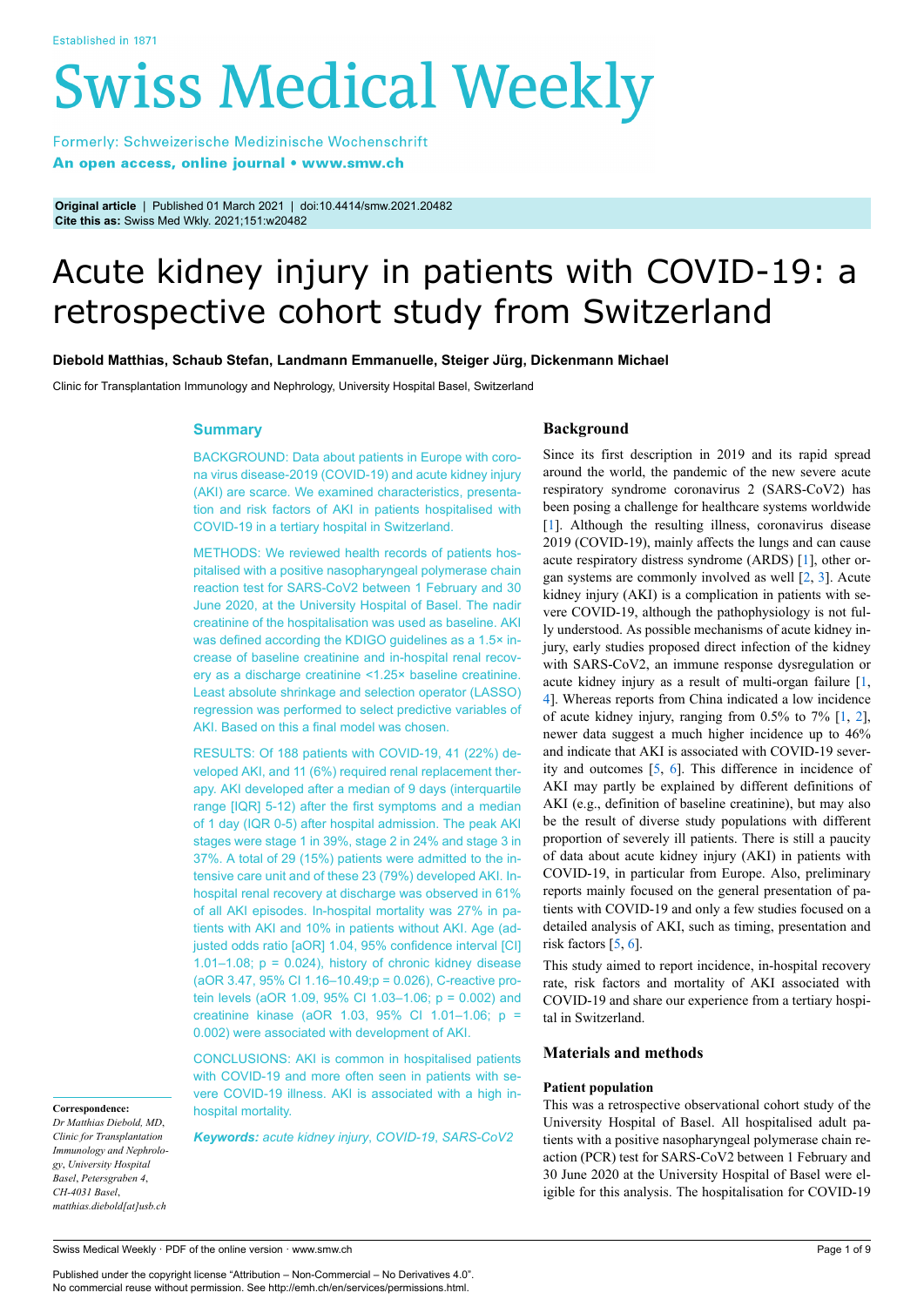Original article | Published 01 March 2021 | doi:10.4414/smw.2021.20482
Cite this as: Swiss Med Wkly. 2021;151:w20482

# Acute kidney injury in patients with COVID-19: a retrospective cohort study from Switzerland

**Diebold Matthias, Schaub Stefan, Landmann Emmanuelle, Steiger Jürg, Dickenmann Michael**

Clinic for Transplantation Immunology and Nephrology, University Hospital Basel, Switzerland

## Summary

BACKGROUND: Data about patients in Europe with corona virus disease-2019 (COVID-19) and acute kidney injury (AKI) are scarce. We examined characteristics, presentation and risk factors of AKI in patients hospitalised with COVID-19 in a tertiary hospital in Switzerland.

METHODS: We reviewed health records of patients hospitalised with a positive nasopharyngeal polymerase chain reaction test for SARS-CoV2 between 1 February and 30 June 2020, at the University Hospital of Basel. The nadir creatinine of the hospitalisation was used as baseline. AKI was defined according the KDIGO guidelines as a 1.5× increase of baseline creatinine and in-hospital renal recovery as a discharge creatinine <1.25× baseline creatinine. Least absolute shrinkage and selection operator (LASSO) regression was performed to select predictive variables of AKI. Based on this a final model was chosen.

RESULTS: Of 188 patients with COVID-19, 41 (22%) developed AKI, and 11 (6%) required renal replacement therapy. AKI developed after a median of 9 days (interquartile range [IQR] 5-12) after the first symptoms and a median of 1 day (IQR 0-5) after hospital admission. The peak AKI stages were stage 1 in 39%, stage 2 in 24% and stage 3 in 37%. A total of 29 (15%) patients were admitted to the intensive care unit and of these 23 (79%) developed AKI. In-hospital renal recovery at discharge was observed in 61% of all AKI episodes. In-hospital mortality was 27% in patients with AKI and 10% in patients without AKI. Age (adjusted odds ratio [aOR] 1.04, 95% confidence interval [CI] 1.01–1.08; p = 0.024), history of chronic kidney disease (aOR 3.47, 95% CI 1.16–10.49;p = 0.026), C-reactive protein levels (aOR 1.09, 95% CI 1.03–1.06; p = 0.002) and creatinine kinase (aOR 1.03, 95% CI 1.01–1.06; p = 0.002) were associated with development of AKI.

CONCLUSIONS: AKI is common in hospitalised patients with COVID-19 and more often seen in patients with severe COVID-19 illness. AKI is associated with a high in-hospital mortality.

***Keywords:** acute kidney injury, COVID-19, SARS-CoV2*

**Correspondence:**
*Dr Matthias Diebold, MD, Clinic for Transplantation Immunology and Nephrology, University Hospital Basel, Petersgraben 4, CH-4031 Basel, matthias.diebold[at]usb.ch*

## Background

Since its first description in 2019 and its rapid spread around the world, the pandemic of the new severe acute respiratory syndrome coronavirus 2 (SARS-CoV2) has been posing a challenge for healthcare systems worldwide [1]. Although the resulting illness, coronavirus disease 2019 (COVID-19), mainly affects the lungs and can cause acute respiratory distress syndrome (ARDS) [1], other organ systems are commonly involved as well [2, 3]. Acute kidney injury (AKI) is a complication in patients with severe COVID-19, although the pathophysiology is not fully understood. As possible mechanisms of acute kidney injury, early studies proposed direct infection of the kidney with SARS-CoV2, an immune response dysregulation or acute kidney injury as a result of multi-organ failure [1, 4]. Whereas reports from China indicated a low incidence of acute kidney injury, ranging from 0.5% to 7% [1, 2], newer data suggest a much higher incidence up to 46% and indicate that AKI is associated with COVID-19 severity and outcomes [5, 6]. This difference in incidence of AKI may partly be explained by different definitions of AKI (e.g., definition of baseline creatinine), but may also be the result of diverse study populations with different proportion of severely ill patients. There is still a paucity of data about acute kidney injury (AKI) in patients with COVID-19, in particular from Europe. Also, preliminary reports mainly focused on the general presentation of patients with COVID-19 and only a few studies focused on a detailed analysis of AKI, such as timing, presentation and risk factors [5, 6].

This study aimed to report incidence, in-hospital recovery rate, risk factors and mortality of AKI associated with COVID-19 and share our experience from a tertiary hospital in Switzerland.

## Materials and methods

### Patient population

This was a retrospective observational cohort study of the University Hospital of Basel. All hospitalised adult patients with a positive nasopharyngeal polymerase chain reaction (PCR) test for SARS-CoV2 between 1 February and 30 June 2020 at the University Hospital of Basel were eligible for this analysis. The hospitalisation for COVID-19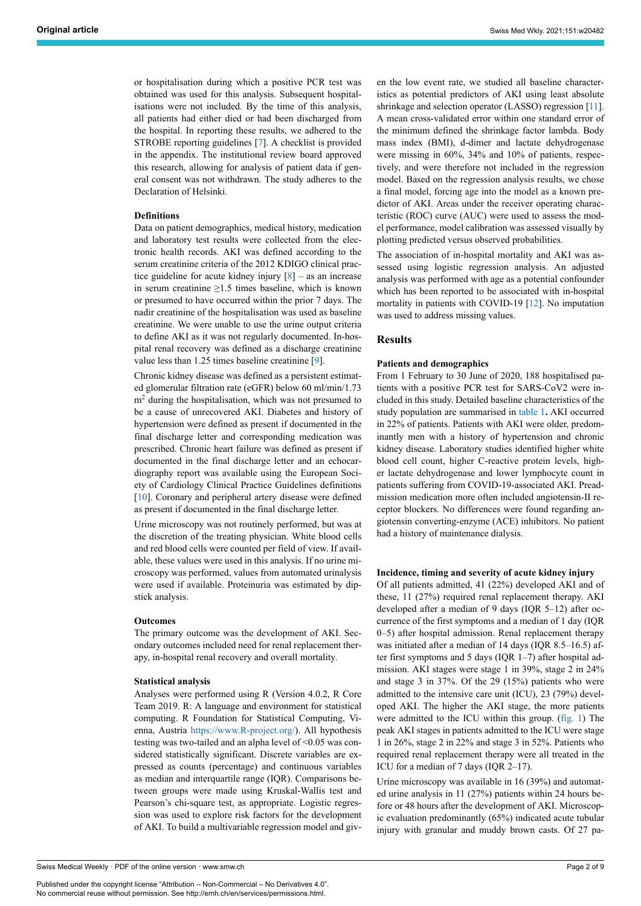or hospitalisation during which a positive PCR test was obtained was used for this analysis. Subsequent hospitalisations were not included. By the time of this analysis, all patients had either died or had been discharged from the hospital. In reporting these results, we adhered to the STROBE reporting guidelines [7]. A checklist is provided in the appendix. The institutional review board approved this research, allowing for analysis of patient data if general consent was not withdrawn. The study adheres to the Declaration of Helsinki.

#### Definitions

Data on patient demographics, medical history, medication and laboratory test results were collected from the electronic health records. AKI was defined according to the serum creatinine criteria of the 2012 KDIGO clinical practice guideline for acute kidney injury [8] – as an increase in serum creatinine ≥1.5 times baseline, which is known or presumed to have occurred within the prior 7 days. The nadir creatinine of the hospitalisation was used as baseline creatinine. We were unable to use the urine output criteria to define AKI as it was not regularly documented. In-hospital renal recovery was defined as a discharge creatinine value less than 1.25 times baseline creatinine [9].

Chronic kidney disease was defined as a persistent estimated glomerular filtration rate (eGFR) below 60 ml/min/1.73 $m^2$ during the hospitalisation, which was not presumed to be a cause of unrecovered AKI. Diabetes and history of hypertension were defined as present if documented in the final discharge letter and corresponding medication was prescribed. Chronic heart failure was defined as present if documented in the final discharge letter and an echocardiography report was available using the European Society of Cardiology Clinical Practice Guidelines definitions [10]. Coronary and peripheral artery disease were defined as present if documented in the final discharge letter.

Urine microscopy was not routinely performed, but was at the discretion of the treating physician. White blood cells and red blood cells were counted per field of view. If available, these values were used in this analysis. If no urine microscopy was performed, values from automated urinalysis were used if available. Proteinuria was estimated by dipstick analysis.

#### Outcomes

The primary outcome was the development of AKI. Secondary outcomes included need for renal replacement therapy, in-hospital renal recovery and overall mortality.

#### Statistical analysis

Analyses were performed using R (Version 4.0.2, R Core Team 2019. R: A language and environment for statistical computing. R Foundation for Statistical Computing, Vienna, Austria https://www.R-project.org/). All hypothesis testing was two-tailed and an alpha level of <0.05 was considered statistically significant. Discrete variables are expressed as counts (percentage) and continuous variables as median and interquartile range (IQR). Comparisons between groups were made using Kruskal-Wallis test and Pearson's chi-square test, as appropriate. Logistic regression was used to explore risk factors for the development of AKI. To build a multivariable regression model and given the low event rate, we studied all baseline characteristics as potential predictors of AKI using least absolute shrinkage and selection operator (LASSO) regression [11]. A mean cross-validated error within one standard error of the minimum defined the shrinkage factor lambda. Body mass index (BMI), d-dimer and lactate dehydrogenase were missing in 60%, 34% and 10% of patients, respectively, and were therefore not included in the regression model. Based on the regression analysis results, we chose a final model, forcing age into the model as a known predictor of AKI. Areas under the receiver operating characteristic (ROC) curve (AUC) were used to assess the model performance, model calibration was assessed visually by plotting predicted versus observed probabilities.

The association of in-hospital mortality and AKI was assessed using logistic regression analysis. An adjusted analysis was performed with age as a potential confounder which has been reported to be associated with in-hospital mortality in patients with COVID-19 [12]. No imputation was used to address missing values.

## Results

#### Patients and demographics

From 1 February to 30 June of 2020, 188 hospitalised patients with a positive PCR test for SARS-CoV2 were included in this study. Detailed baseline characteristics of the study population are summarised in table 1**.** AKI occurred in 22% of patients. Patients with AKI were older, predominantly men with a history of hypertension and chronic kidney disease. Laboratory studies identified higher white blood cell count, higher C-reactive protein levels, higher lactate dehydrogenase and lower lymphocyte count in patients suffering from COVID-19-associated AKI. Preadmission medication more often included angiotensin-II receptor blockers. No differences were found regarding angiotensin converting-enzyme (ACE) inhibitors. No patient had a history of maintenance dialysis.

#### Incidence, timing and severity of acute kidney injury

Of all patients admitted, 41 (22%) developed AKI and of these, 11 (27%) required renal replacement therapy. AKI developed after a median of 9 days (IQR 5–12) after occurrence of the first symptoms and a median of 1 day (IQR 0–5) after hospital admission. Renal replacement therapy was initiated after a median of 14 days (IQR 8.5–16.5) after first symptoms and 5 days (IQR 1–7) after hospital admission. AKI stages were stage 1 in 39%, stage 2 in 24% and stage 3 in 37%. Of the 29 (15%) patients who were admitted to the intensive care unit (ICU), 23 (79%) developed AKI. The higher the AKI stage, the more patients were admitted to the ICU within this group. (fig. 1) The peak AKI stages in patients admitted to the ICU were stage 1 in 26%, stage 2 in 22% and stage 3 in 52%. Patients who required renal replacement therapy were all treated in the ICU for a median of 7 days (IQR 2–17).

Urine microscopy was available in 16 (39%) and automated urine analysis in 11 (27%) patients within 24 hours before or 48 hours after the development of AKI. Microscopic evaluation predominantly (65%) indicated acute tubular injury with granular and muddy brown casts. Of 27 pa-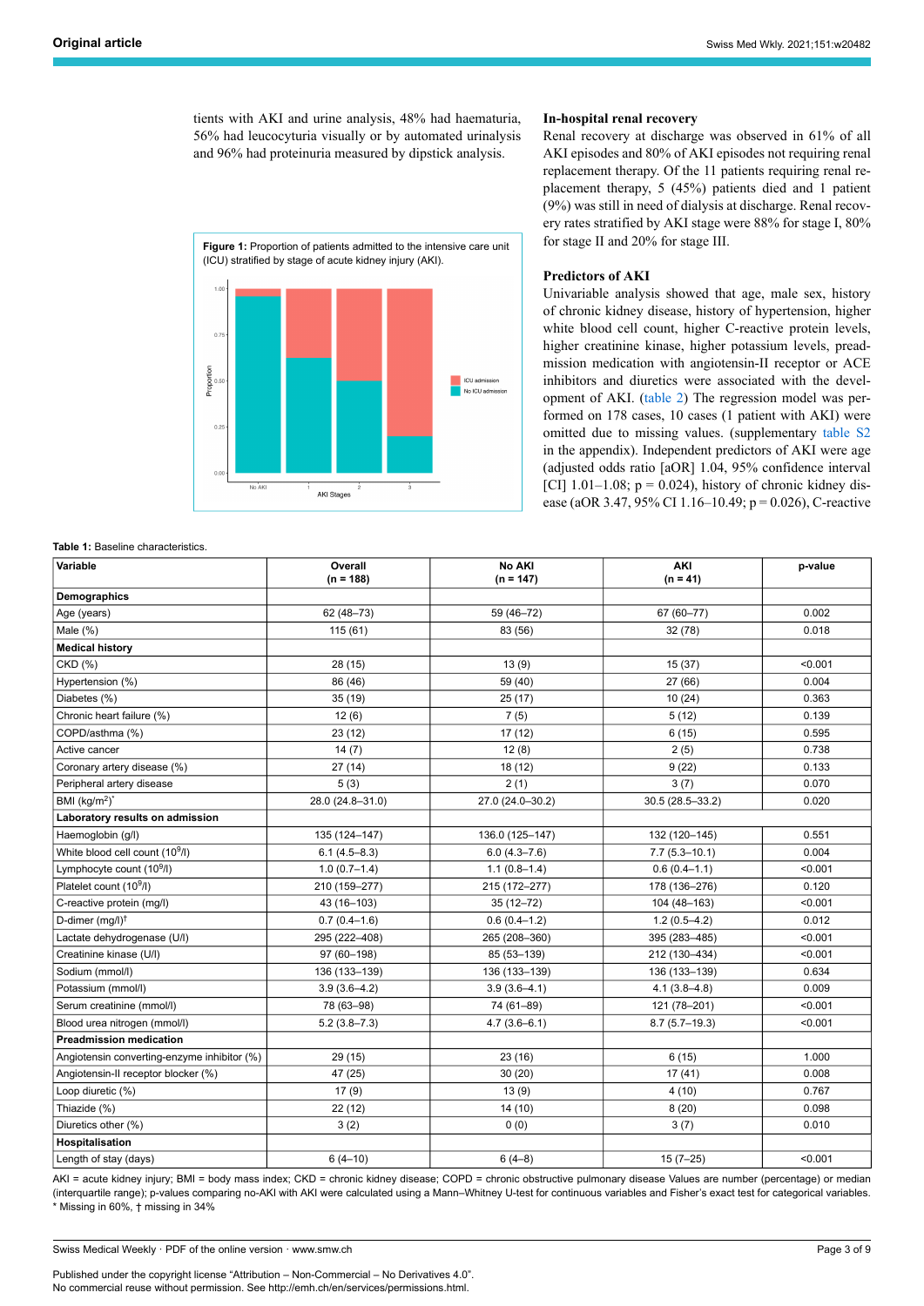tients with AKI and urine analysis, 48% had haematuria, 56% had leucocyturia visually or by automated urinalysis and 96% had proteinuria measured by dipstick analysis.

**Figure 1:** Proportion of patients admitted to the intensive care unit (ICU) stratified by stage of acute kidney injury (AKI).

Proportion
1.00
0.75
0.50
0.25
0.00
No AKI
1
2
3
AKI Stages
ICU admission
No ICU admission

### In-hospital renal recovery

Renal recovery at discharge was observed in 61% of all AKI episodes and 80% of AKI episodes not requiring renal replacement therapy. Of the 11 patients requiring renal replacement therapy, 5 (45%) patients died and 1 patient (9%) was still in need of dialysis at discharge. Renal recovery rates stratified by AKI stage were 88% for stage I, 80% for stage II and 20% for stage III.

### Predictors of AKI

Univariable analysis showed that age, male sex, history of chronic kidney disease, history of hypertension, higher white blood cell count, higher C-reactive protein levels, higher creatinine kinase, higher potassium levels, preadmission medication with angiotensin-II receptor or ACE inhibitors and diuretics were associated with the development of AKI. (table 2) The regression model was performed on 178 cases, 10 cases (1 patient with AKI) were omitted due to missing values. (supplementary table S2 in the appendix). Independent predictors of AKI were age (adjusted odds ratio [aOR] 1.04, 95% confidence interval [CI] 1.01–1.08; p = 0.024), history of chronic kidney disease (aOR 3.47, 95% CI 1.16–10.49; p = 0.026), C-reactive

**Table 1:** Baseline characteristics.

| Variable | Overall (n = 188) | No AKI (n = 147) | AKI (n = 41) | p-value |
|---|---|---|---|---|
| **Demographics** | | | | |
| Age (years) | 62 (48–73) | 59 (46–72) | 67 (60–77) | 0.002 |
| Male (%) | 115 (61) | 83 (56) | 32 (78) | 0.018 |
| **Medical history** | | | | |
| CKD (%) | 28 (15) | 13 (9) | 15 (37) | <0.001 |
| Hypertension (%) | 86 (46) | 59 (40) | 27 (66) | 0.004 |
| Diabetes (%) | 35 (19) | 25 (17) | 10 (24) | 0.363 |
| Chronic heart failure (%) | 12 (6) | 7 (5) | 5 (12) | 0.139 |
| COPD/asthma (%) | 23 (12) | 17 (12) | 6 (15) | 0.595 |
| Active cancer | 14 (7) | 12 (8) | 2 (5) | 0.738 |
| Coronary artery disease (%) | 27 (14) | 18 (12) | 9 (22) | 0.133 |
| Peripheral artery disease | 5 (3) | 2 (1) | 3 (7) | 0.070 |
| BMI (kg/m$^2$)* | 28.0 (24.8–31.0) | 27.0 (24.0–30.2) | 30.5 (28.5–33.2) | 0.020 |
| **Laboratory results on admission** | | | | |
| Haemoglobin (g/l) | 135 (124–147) | 136.0 (125–147) | 132 (120–145) | 0.551 |
| White blood cell count ($10^9$/l) | 6.1 (4.5–8.3) | 6.0 (4.3–7.6) | 7.7 (5.3–10.1) | 0.004 |
| Lymphocyte count ($10^9$/l) | 1.0 (0.7–1.4) | 1.1 (0.8–1.4) | 0.6 (0.4–1.1) | <0.001 |
| Platelet count ($10^9$/l) | 210 (159–277) | 215 (172–277) | 178 (136–276) | 0.120 |
| C-reactive protein (mg/l) | 43 (16–103) | 35 (12–72) | 104 (48–163) | <0.001 |
| D-dimer (mg/l)† | 0.7 (0.4–1.6) | 0.6 (0.4–1.2) | 1.2 (0.5–4.2) | 0.012 |
| Lactate dehydrogenase (U/l) | 295 (222–408) | 265 (208–360) | 395 (283–485) | <0.001 |
| Creatinine kinase (U/l) | 97 (60–198) | 85 (53–139) | 212 (130–434) | <0.001 |
| Sodium (mmol/l) | 136 (133–139) | 136 (133–139) | 136 (133–139) | 0.634 |
| Potassium (mmol/l) | 3.9 (3.6–4.2) | 3.9 (3.6–4.1) | 4.1 (3.8–4.8) | 0.009 |
| Serum creatinine (mmol/l) | 78 (63–98) | 74 (61–89) | 121 (78–201) | <0.001 |
| Blood urea nitrogen (mmol/l) | 5.2 (3.8–7.3) | 4.7 (3.6–6.1) | 8.7 (5.7–19.3) | <0.001 |
| **Preadmission medication** | | | | |
| Angiotensin converting-enzyme inhibitor (%) | 29 (15) | 23 (16) | 6 (15) | 1.000 |
| Angiotensin-II receptor blocker (%) | 47 (25) | 30 (20) | 17 (41) | 0.008 |
| Loop diuretic (%) | 17 (9) | 13 (9) | 4 (10) | 0.767 |
| Thiazide (%) | 22 (12) | 14 (10) | 8 (20) | 0.098 |
| Diuretics other (%) | 3 (2) | 0 (0) | 3 (7) | 0.010 |
| **Hospitalisation** | | | | |
| Length of stay (days) | 6 (4–10) | 6 (4–8) | 15 (7–25) | <0.001 |

AKI = acute kidney injury; BMI = body mass index; CKD = chronic kidney disease; COPD = chronic obstructive pulmonary disease Values are number (percentage) or median (interquartile range); p-values comparing no-AKI with AKI were calculated using a Mann–Whitney U-test for continuous variables and Fisher's exact test for categorical variables.
* Missing in 60%, † missing in 34%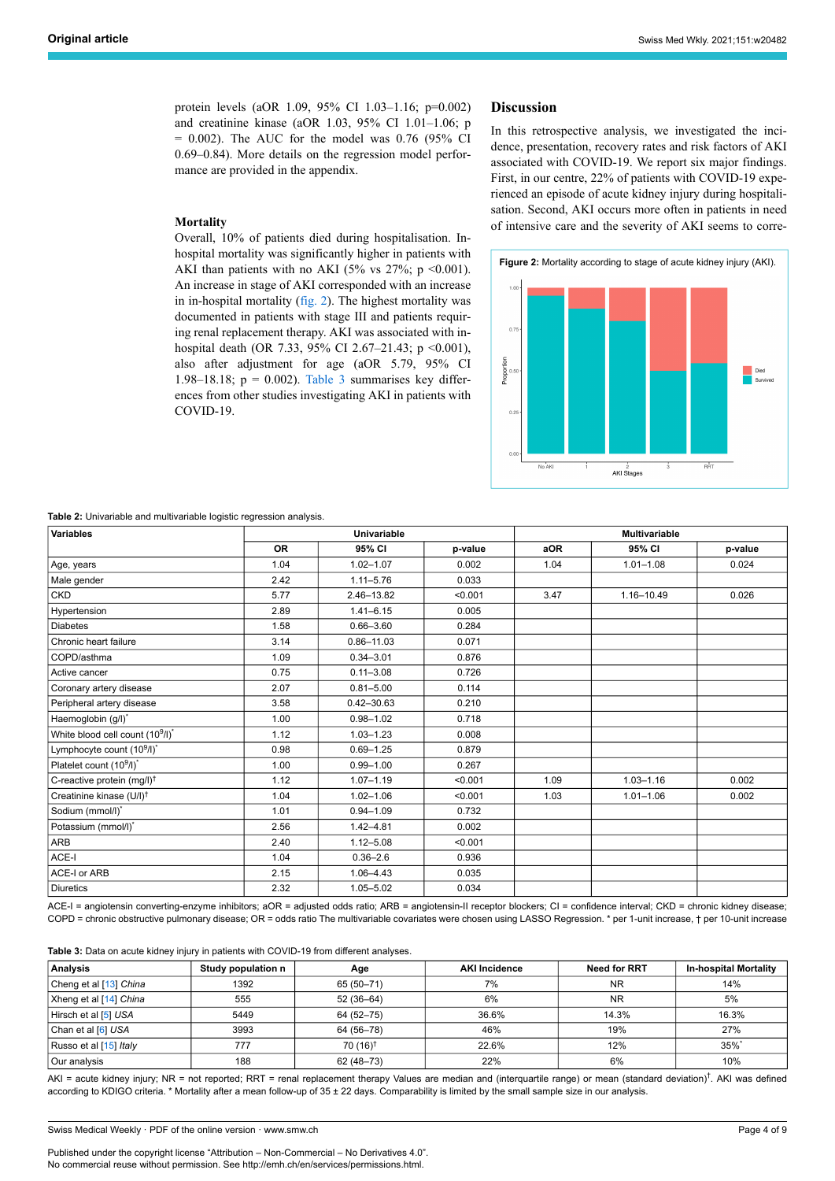protein levels (aOR 1.09, 95% CI 1.03–1.16; p=0.002) and creatinine kinase (aOR 1.03, 95% CI 1.01–1.06; p = 0.002). The AUC for the model was 0.76 (95% CI 0.69–0.84). More details on the regression model performance are provided in the appendix.

### Mortality

Overall, 10% of patients died during hospitalisation. In-hospital mortality was significantly higher in patients with AKI than patients with no AKI (5% vs 27%; p <0.001). An increase in stage of AKI corresponded with an increase in in-hospital mortality (fig. 2). The highest mortality was documented in patients with stage III and patients requiring renal replacement therapy. AKI was associated with in-hospital death (OR 7.33, 95% CI 2.67–21.43; p <0.001), also after adjustment for age (aOR 5.79, 95% CI 1.98–18.18; p = 0.002). Table 3 summarises key differences from other studies investigating AKI in patients with COVID-19.

## Discussion

In this retrospective analysis, we investigated the incidence, presentation, recovery rates and risk factors of AKI associated with COVID-19. We report six major findings. First, in our centre, 22% of patients with COVID-19 experienced an episode of acute kidney injury during hospitalisation. Second, AKI occurs more often in patients in need of intensive care and the severity of AKI seems to corre-

**Figure 2:** Mortality according to stage of acute kidney injury (AKI).

**Table 2:** Univariable and multivariable logistic regression analysis.

| Variables | Univariable | | | Multivariable | | |
|---|---|---|---|---|---|---|
| | OR | 95% CI | p-value | aOR | 95% CI | p-value |
| Age, years | 1.04 | 1.02–1.07 | 0.002 | 1.04 | 1.01–1.08 | 0.024 |
| Male gender | 2.42 | 1.11–5.76 | 0.033 | | | |
| CKD | 5.77 | 2.46–13.82 | <0.001 | 3.47 | 1.16–10.49 | 0.026 |
| Hypertension | 2.89 | 1.41–6.15 | 0.005 | | | |
| Diabetes | 1.58 | 0.66–3.60 | 0.284 | | | |
| Chronic heart failure | 3.14 | 0.86–11.03 | 0.071 | | | |
| COPD/asthma | 1.09 | 0.34–3.01 | 0.876 | | | |
| Active cancer | 0.75 | 0.11–3.08 | 0.726 | | | |
| Coronary artery disease | 2.07 | 0.81–5.00 | 0.114 | | | |
| Peripheral artery disease | 3.58 | 0.42–30.63 | 0.210 | | | |
| Haemoglobin (g/l)* | 1.00 | 0.98–1.02 | 0.718 | | | |
| White blood cell count ($10^9$/l)* | 1.12 | 1.03–1.23 | 0.008 | | | |
| Lymphocyte count ($10^9$/l)* | 0.98 | 0.69–1.25 | 0.879 | | | |
| Platelet count ($10^9$/l)* | 1.00 | 0.99–1.00 | 0.267 | | | |
| C-reactive protein (mg/l)† | 1.12 | 1.07–1.19 | <0.001 | 1.09 | 1.03–1.16 | 0.002 |
| Creatinine kinase (U/l)† | 1.04 | 1.02–1.06 | <0.001 | 1.03 | 1.01–1.06 | 0.002 |
| Sodium (mmol/l)* | 1.01 | 0.94–1.09 | 0.732 | | | |
| Potassium (mmol/l)* | 2.56 | 1.42–4.81 | 0.002 | | | |
| ARB | 2.40 | 1.12–5.08 | <0.001 | | | |
| ACE-I | 1.04 | 0.36–2.6 | 0.936 | | | |
| ACE-I or ARB | 2.15 | 1.06–4.43 | 0.035 | | | |
| Diuretics | 2.32 | 1.05–5.02 | 0.034 | | | |

ACE-I = angiotensin converting-enzyme inhibitors; aOR = adjusted odds ratio; ARB = angiotensin-II receptor blockers; CI = confidence interval; CKD = chronic kidney disease; COPD = chronic obstructive pulmonary disease; OR = odds ratio The multivariable covariates were chosen using LASSO Regression. * per 1-unit increase, † per 10-unit increase

**Table 3:** Data on acute kidney injury in patients with COVID-19 from different analyses.

| Analysis | Study population n | Age | AKI Incidence | Need for RRT | In-hospital Mortality |
|---|---|---|---|---|---|
| Cheng et al [13] *China* | 1392 | 65 (50–71) | 7% | NR | 14% |
| Xheng et al [14] *China* | 555 | 52 (36–64) | 6% | NR | 5% |
| Hirsch et al [5] *USA* | 5449 | 64 (52–75) | 36.6% | 14.3% | 16.3% |
| Chan et al [6] *USA* | 3993 | 64 (56–78) | 46% | 19% | 27% |
| Russo et al [15] *Italy* | 777 | 70 (16)† | 22.6% | 12% | 35%* |
| Our analysis | 188 | 62 (48–73) | 22% | 6% | 10% |

AKI = acute kidney injury; NR = not reported; RRT = renal replacement therapy Values are median and (interquartile range) or mean (standard deviation)†. AKI was defined according to KDIGO criteria. * Mortality after a mean follow-up of 35 ± 22 days. Comparability is limited by the small sample size in our analysis.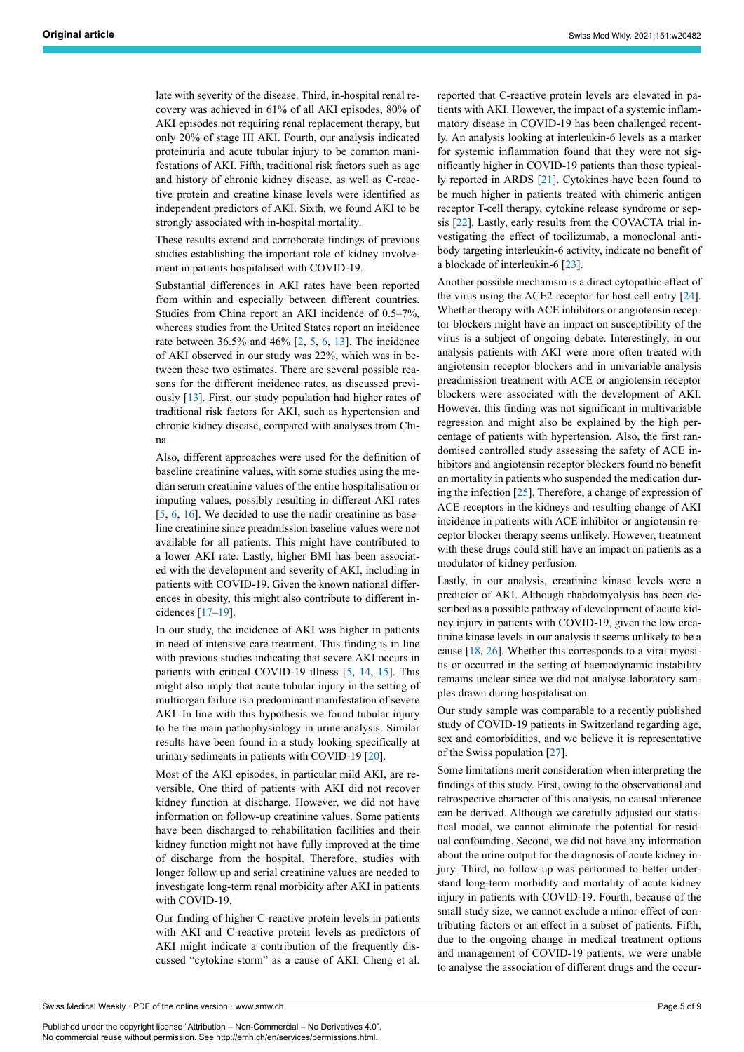late with severity of the disease. Third, in-hospital renal recovery was achieved in 61% of all AKI episodes, 80% of AKI episodes not requiring renal replacement therapy, but only 20% of stage III AKI. Fourth, our analysis indicated proteinuria and acute tubular injury to be common manifestations of AKI. Fifth, traditional risk factors such as age and history of chronic kidney disease, as well as C-reactive protein and creatine kinase levels were identified as independent predictors of AKI. Sixth, we found AKI to be strongly associated with in-hospital mortality.

These results extend and corroborate findings of previous studies establishing the important role of kidney involvement in patients hospitalised with COVID-19.

Substantial differences in AKI rates have been reported from within and especially between different countries. Studies from China report an AKI incidence of 0.5–7%, whereas studies from the United States report an incidence rate between 36.5% and 46% [2, 5, 6, 13]. The incidence of AKI observed in our study was 22%, which was in between these two estimates. There are several possible reasons for the different incidence rates, as discussed previously [13]. First, our study population had higher rates of traditional risk factors for AKI, such as hypertension and chronic kidney disease, compared with analyses from China.

Also, different approaches were used for the definition of baseline creatinine values, with some studies using the median serum creatinine values of the entire hospitalisation or imputing values, possibly resulting in different AKI rates [5, 6, 16]. We decided to use the nadir creatinine as baseline creatinine since preadmission baseline values were not available for all patients. This might have contributed to a lower AKI rate. Lastly, higher BMI has been associated with the development and severity of AKI, including in patients with COVID-19. Given the known national differences in obesity, this might also contribute to different incidences [17–19].

In our study, the incidence of AKI was higher in patients in need of intensive care treatment. This finding is in line with previous studies indicating that severe AKI occurs in patients with critical COVID-19 illness [5, 14, 15]. This might also imply that acute tubular injury in the setting of multiorgan failure is a predominant manifestation of severe AKI. In line with this hypothesis we found tubular injury to be the main pathophysiology in urine analysis. Similar results have been found in a study looking specifically at urinary sediments in patients with COVID-19 [20].

Most of the AKI episodes, in particular mild AKI, are reversible. One third of patients with AKI did not recover kidney function at discharge. However, we did not have information on follow-up creatinine values. Some patients have been discharged to rehabilitation facilities and their kidney function might not have fully improved at the time of discharge from the hospital. Therefore, studies with longer follow up and serial creatinine values are needed to investigate long-term renal morbidity after AKI in patients with COVID-19.

Our finding of higher C-reactive protein levels in patients with AKI and C-reactive protein levels as predictors of AKI might indicate a contribution of the frequently discussed "cytokine storm" as a cause of AKI. Cheng et al. reported that C-reactive protein levels are elevated in patients with AKI. However, the impact of a systemic inflammatory disease in COVID-19 has been challenged recently. An analysis looking at interleukin-6 levels as a marker for systemic inflammation found that they were not significantly higher in COVID-19 patients than those typically reported in ARDS [21]. Cytokines have been found to be much higher in patients treated with chimeric antigen receptor T-cell therapy, cytokine release syndrome or sepsis [22]. Lastly, early results from the COVACTA trial investigating the effect of tocilizumab, a monoclonal antibody targeting interleukin-6 activity, indicate no benefit of a blockade of interleukin-6 [23].

Another possible mechanism is a direct cytopathic effect of the virus using the ACE2 receptor for host cell entry [24]. Whether therapy with ACE inhibitors or angiotensin receptor blockers might have an impact on susceptibility of the virus is a subject of ongoing debate. Interestingly, in our analysis patients with AKI were more often treated with angiotensin receptor blockers and in univariable analysis preadmission treatment with ACE or angiotensin receptor blockers were associated with the development of AKI. However, this finding was not significant in multivariable regression and might also be explained by the high percentage of patients with hypertension. Also, the first randomised controlled study assessing the safety of ACE inhibitors and angiotensin receptor blockers found no benefit on mortality in patients who suspended the medication during the infection [25]. Therefore, a change of expression of ACE receptors in the kidneys and resulting change of AKI incidence in patients with ACE inhibitor or angiotensin receptor blocker therapy seems unlikely. However, treatment with these drugs could still have an impact on patients as a modulator of kidney perfusion.

Lastly, in our analysis, creatinine kinase levels were a predictor of AKI. Although rhabdomyolysis has been described as a possible pathway of development of acute kidney injury in patients with COVID-19, given the low creatinine kinase levels in our analysis it seems unlikely to be a cause [18, 26]. Whether this corresponds to a viral myositis or occurred in the setting of haemodynamic instability remains unclear since we did not analyse laboratory samples drawn during hospitalisation.

Our study sample was comparable to a recently published study of COVID-19 patients in Switzerland regarding age, sex and comorbidities, and we believe it is representative of the Swiss population [27].

Some limitations merit consideration when interpreting the findings of this study. First, owing to the observational and retrospective character of this analysis, no causal inference can be derived. Although we carefully adjusted our statistical model, we cannot eliminate the potential for residual confounding. Second, we did not have any information about the urine output for the diagnosis of acute kidney injury. Third, no follow-up was performed to better understand long-term morbidity and mortality of acute kidney injury in patients with COVID-19. Fourth, because of the small study size, we cannot exclude a minor effect of contributing factors or an effect in a subset of patients. Fifth, due to the ongoing change in medical treatment options and management of COVID-19 patients, we were unable to analyse the association of different drugs and the occur-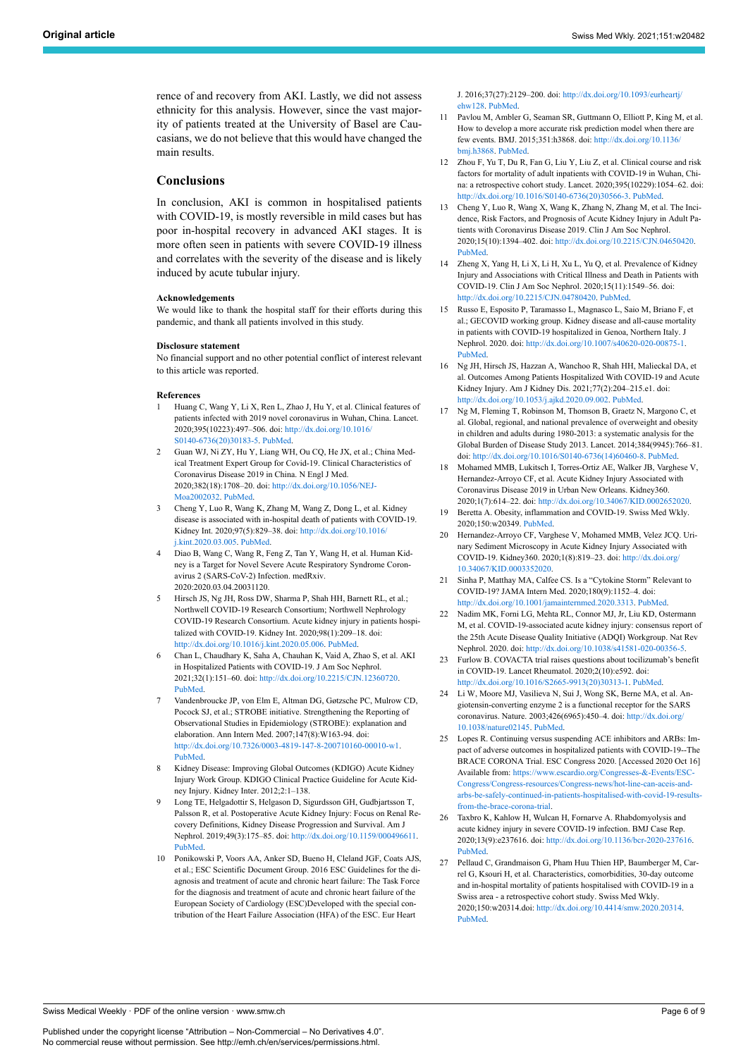rence of and recovery from AKI. Lastly, we did not assess ethnicity for this analysis. However, since the vast majority of patients treated at the University of Basel are Caucasians, we do not believe that this would have changed the main results.

## Conclusions

In conclusion, AKI is common in hospitalised patients with COVID-19, is mostly reversible in mild cases but has poor in-hospital recovery in advanced AKI stages. It is more often seen in patients with severe COVID-19 illness and correlates with the severity of the disease and is likely induced by acute tubular injury.

#### Acknowledgements

We would like to thank the hospital staff for their efforts during this pandemic, and thank all patients involved in this study.

#### Disclosure statement

No financial support and no other potential conflict of interest relevant to this article was reported.

#### References

1. Huang C, Wang Y, Li X, Ren L, Zhao J, Hu Y, et al. Clinical features of patients infected with 2019 novel coronavirus in Wuhan, China. Lancet. 2020;395(10223):497–506. doi: http://dx.doi.org/10.1016/S0140-6736(20)30183-5. PubMed.
2. Guan WJ, Ni ZY, Hu Y, Liang WH, Ou CQ, He JX, et al.; China Medical Treatment Expert Group for Covid-19. Clinical Characteristics of Coronavirus Disease 2019 in China. N Engl J Med. 2020;382(18):1708–20. doi: http://dx.doi.org/10.1056/NEJMoa2002032. PubMed.
3. Cheng Y, Luo R, Wang K, Zhang M, Wang Z, Dong L, et al. Kidney disease is associated with in-hospital death of patients with COVID-19. Kidney Int. 2020;97(5):829–38. doi: http://dx.doi.org/10.1016/j.kint.2020.03.005. PubMed.
4. Diao B, Wang C, Wang R, Feng Z, Tan Y, Wang H, et al. Human Kidney is a Target for Novel Severe Acute Respiratory Syndrome Coronavirus 2 (SARS-CoV-2) Infection. medRxiv. 2020:2020.03.04.20031120.
5. Hirsch JS, Ng JH, Ross DW, Sharma P, Shah HH, Barnett RL, et al.; Northwell COVID-19 Research Consortium; Northwell Nephrology COVID-19 Research Consortium. Acute kidney injury in patients hospitalized with COVID-19. Kidney Int. 2020;98(1):209–18. doi: http://dx.doi.org/10.1016/j.kint.2020.05.006. PubMed.
6. Chan L, Chaudhary K, Saha A, Chauhan K, Vaid A, Zhao S, et al. AKI in Hospitalized Patients with COVID-19. J Am Soc Nephrol. 2021;32(1):151–60. doi: http://dx.doi.org/10.2215/CJN.12360720. PubMed.
7. Vandenbroucke JP, von Elm E, Altman DG, Gøtzsche PC, Mulrow CD, Pocock SJ, et al.; STROBE initiative. Strengthening the Reporting of Observational Studies in Epidemiology (STROBE): explanation and elaboration. Ann Intern Med. 2007;147(8):W163-94. doi: http://dx.doi.org/10.7326/0003-4819-147-8-200710160-00010-w1. PubMed.
8. Kidney Disease: Improving Global Outcomes (KDIGO) Acute Kidney Injury Work Group. KDIGO Clinical Practice Guideline for Acute Kidney Injury. Kidney Inter. 2012;2:1–138.
9. Long TE, Helgadottir S, Helgason D, Sigurdsson GH, Gudbjartsson T, Palsson R, et al. Postoperative Acute Kidney Injury: Focus on Renal Recovery Definitions, Kidney Disease Progression and Survival. Am J Nephrol. 2019;49(3):175–85. doi: http://dx.doi.org/10.1159/000496611. PubMed.
10. Ponikowski P, Voors AA, Anker SD, Bueno H, Cleland JGF, Coats AJS, et al.; ESC Scientific Document Group. 2016 ESC Guidelines for the diagnosis and treatment of acute and chronic heart failure: The Task Force for the diagnosis and treatment of acute and chronic heart failure of the European Society of Cardiology (ESC)Developed with the special contribution of the Heart Failure Association (HFA) of the ESC. Eur Heart J. 2016;37(27):2129–200. doi: http://dx.doi.org/10.1093/eurheartj/ehw128. PubMed.
11. Pavlou M, Ambler G, Seaman SR, Guttmann O, Elliott P, King M, et al. How to develop a more accurate risk prediction model when there are few events. BMJ. 2015;351:h3868. doi: http://dx.doi.org/10.1136/bmj.h3868. PubMed.
12. Zhou F, Yu T, Du R, Fan G, Liu Y, Liu Z, et al. Clinical course and risk factors for mortality of adult inpatients with COVID-19 in Wuhan, China: a retrospective cohort study. Lancet. 2020;395(10229):1054–62. doi: http://dx.doi.org/10.1016/S0140-6736(20)30566-3. PubMed.
13. Cheng Y, Luo R, Wang X, Wang K, Zhang N, Zhang M, et al. The Incidence, Risk Factors, and Prognosis of Acute Kidney Injury in Adult Patients with Coronavirus Disease 2019. Clin J Am Soc Nephrol. 2020;15(10):1394–402. doi: http://dx.doi.org/10.2215/CJN.04650420. PubMed.
14. Zheng X, Yang H, Li X, Li H, Xu L, Yu Q, et al. Prevalence of Kidney Injury and Associations with Critical Illness and Death in Patients with COVID-19. Clin J Am Soc Nephrol. 2020;15(11):1549–56. doi: http://dx.doi.org/10.2215/CJN.04780420. PubMed.
15. Russo E, Esposito P, Taramasso L, Magnasco L, Saio M, Briano F, et al.; GECOVID working group. Kidney disease and all-cause mortality in patients with COVID-19 hospitalized in Genoa, Northern Italy. J Nephrol. 2020. doi: http://dx.doi.org/10.1007/s40620-020-00875-1. PubMed.
16. Ng JH, Hirsch JS, Hazzan A, Wanchoo R, Shah HH, Malieckal DA, et al. Outcomes Among Patients Hospitalized With COVID-19 and Acute Kidney Injury. Am J Kidney Dis. 2021;77(2):204–215.e1. doi: http://dx.doi.org/10.1053/j.ajkd.2020.09.002. PubMed.
17. Ng M, Fleming T, Robinson M, Thomson B, Graetz N, Margono C, et al. Global, regional, and national prevalence of overweight and obesity in children and adults during 1980-2013: a systematic analysis for the Global Burden of Disease Study 2013. Lancet. 2014;384(9945):766–81. doi: http://dx.doi.org/10.1016/S0140-6736(14)60460-8. PubMed.
18. Mohamed MMB, Lukitsch I, Torres-Ortiz AE, Walker JB, Varghese V, Hernandez-Arroyo CF, et al. Acute Kidney Injury Associated with Coronavirus Disease 2019 in Urban New Orleans. Kidney360. 2020;1(7):614–22. doi: http://dx.doi.org/10.34067/KID.0002652020.
19. Beretta A. Obesity, inflammation and COVID-19. Swiss Med Wkly. 2020;150:w20349. PubMed.
20. Hernandez-Arroyo CF, Varghese V, Mohamed MMB, Velez JCQ. Urinary Sediment Microscopy in Acute Kidney Injury Associated with COVID-19. Kidney360. 2020;1(8):819–23. doi: http://dx.doi.org/10.34067/KID.0003352020.
21. Sinha P, Matthay MA, Calfee CS. Is a "Cytokine Storm" Relevant to COVID-19? JAMA Intern Med. 2020;180(9):1152–4. doi: http://dx.doi.org/10.1001/jamainternmed.2020.3313. PubMed.
22. Nadim MK, Forni LG, Mehta RL, Connor MJ, Jr, Liu KD, Ostermann M, et al. COVID-19-associated acute kidney injury: consensus report of the 25th Acute Disease Quality Initiative (ADQI) Workgroup. Nat Rev Nephrol. 2020. doi: http://dx.doi.org/10.1038/s41581-020-00356-5.
23. Furlow B. COVACTA trial raises questions about tocilizumab's benefit in COVID-19. Lancet Rheumatol. 2020;2(10):e592. doi: http://dx.doi.org/10.1016/S2665-9913(20)30313-1. PubMed.
24. Li W, Moore MJ, Vasilieva N, Sui J, Wong SK, Berne MA, et al. Angiotensin-converting enzyme 2 is a functional receptor for the SARS coronavirus. Nature. 2003;426(6965):450–4. doi: http://dx.doi.org/10.1038/nature02145. PubMed.
25. Lopes R. Continuing versus suspending ACE inhibitors and ARBs: Impact of adverse outcomes in hospitalized patients with COVID-19--The BRACE CORONA Trial. ESC Congress 2020. [Accessed 2020 Oct 16] Available from: https://www.escardio.org/Congresses-&-Events/ESC-Congress/Congress-resources/Congress-news/hot-line-can-aceis-and-arbs-be-safely-continued-in-patients-hospitalised-with-covid-19-results-from-the-brace-corona-trial.
26. Taxbro K, Kahlow H, Wulcan H, Fornarve A. Rhabdomyolysis and acute kidney injury in severe COVID-19 infection. BMJ Case Rep. 2020;13(9):e237616. doi: http://dx.doi.org/10.1136/bcr-2020-237616. PubMed.
27. Pellaud C, Grandmaison G, Pham Huu Thien HP, Baumberger M, Carrel G, Ksouri H, et al. Characteristics, comorbidities, 30-day outcome and in-hospital mortality of patients hospitalised with COVID-19 in a Swiss area - a retrospective cohort study. Swiss Med Wkly. 2020;150:w20314.doi: http://dx.doi.org/10.4414/smw.2020.20314. PubMed.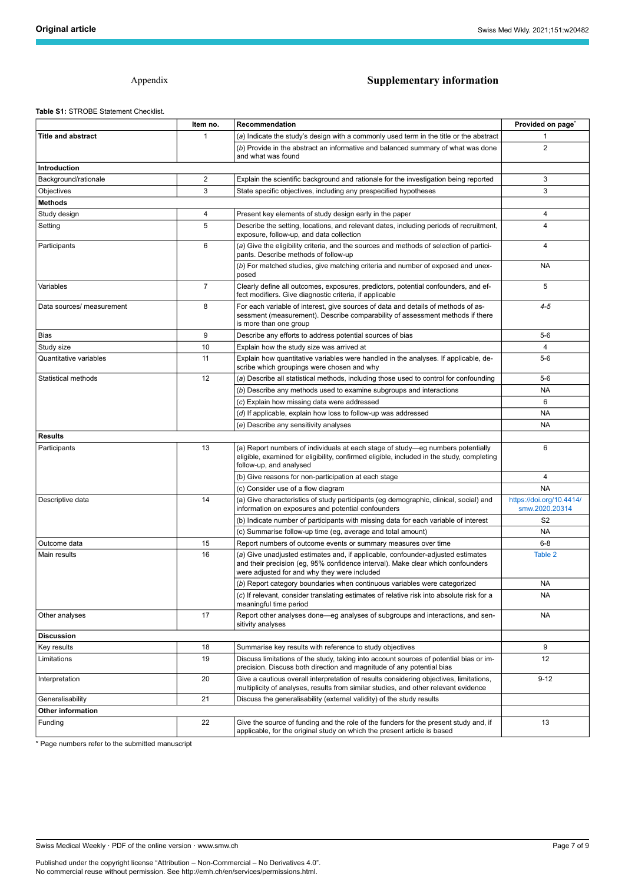Appendix

# Supplementary information

**Table S1:** STROBE Statement Checklist.

| | Item no. | Recommendation | Provided on page* |
|---|---|---|---|
| **Title and abstract** | 1 | (*a*) Indicate the study's design with a commonly used term in the title or the abstract | 1 |
| | | (*b*) Provide in the abstract an informative and balanced summary of what was done and what was found | 2 |
| **Introduction** | | | |
| Background/rationale | 2 | Explain the scientific background and rationale for the investigation being reported | 3 |
| Objectives | 3 | State specific objectives, including any prespecified hypotheses | 3 |
| **Methods** | | | |
| Study design | 4 | Present key elements of study design early in the paper | 4 |
| Setting | 5 | Describe the setting, locations, and relevant dates, including periods of recruitment, exposure, follow-up, and data collection | 4 |
| Participants | 6 | (*a*) Give the eligibility criteria, and the sources and methods of selection of participants. Describe methods of follow-up | 4 |
| | | (*b*) For matched studies, give matching criteria and number of exposed and unexposed | NA |
| Variables | 7 | Clearly define all outcomes, exposures, predictors, potential confounders, and effect modifiers. Give diagnostic criteria, if applicable | 5 |
| Data sources/ measurement | 8 | For each variable of interest, give sources of data and details of methods of assessment (measurement). Describe comparability of assessment methods if there is more than one group | *4-5* |
| Bias | 9 | Describe any efforts to address potential sources of bias | 5-6 |
| Study size | 10 | Explain how the study size was arrived at | 4 |
| Quantitative variables | 11 | Explain how quantitative variables were handled in the analyses. If applicable, describe which groupings were chosen and why | 5-6 |
| Statistical methods | 12 | (*a*) Describe all statistical methods, including those used to control for confounding | 5-6 |
| | | (*b*) Describe any methods used to examine subgroups and interactions | NA |
| | | (*c*) Explain how missing data were addressed | 6 |
| | | (*d*) If applicable, explain how loss to follow-up was addressed | NA |
| | | (*e*) Describe any sensitivity analyses | NA |
| **Results** | | | |
| Participants | 13 | (a) Report numbers of individuals at each stage of study—eg numbers potentially eligible, examined for eligibility, confirmed eligible, included in the study, completing follow-up, and analysed | 6 |
| | | (b) Give reasons for non-participation at each stage | 4 |
| | | (c) Consider use of a flow diagram | NA |
| Descriptive data | 14 | (a) Give characteristics of study participants (eg demographic, clinical, social) and information on exposures and potential confounders | https://doi.org/10.4414/smw.2020.20314 |
| | | (b) Indicate number of participants with missing data for each variable of interest | S2 |
| | | (c) Summarise follow-up time (eg, average and total amount) | NA |
| Outcome data | 15 | Report numbers of outcome events or summary measures over time | 6-8 |
| Main results | 16 | (*a*) Give unadjusted estimates and, if applicable, confounder-adjusted estimates and their precision (eg, 95% confidence interval). Make clear which confounders were adjusted for and why they were included | Table 2 |
| | | (*b*) Report category boundaries when continuous variables were categorized | NA |
| | | (*c*) If relevant, consider translating estimates of relative risk into absolute risk for a meaningful time period | NA |
| Other analyses | 17 | Report other analyses done—eg analyses of subgroups and interactions, and sensitivity analyses | NA |
| **Discussion** | | | |
| Key results | 18 | Summarise key results with reference to study objectives | 9 |
| Limitations | 19 | Discuss limitations of the study, taking into account sources of potential bias or imprecision. Discuss both direction and magnitude of any potential bias | 12 |
| Interpretation | 20 | Give a cautious overall interpretation of results considering objectives, limitations, multiplicity of analyses, results from similar studies, and other relevant evidence | 9-12 |
| Generalisability | 21 | Discuss the generalisability (external validity) of the study results | |
| **Other information** | | | |
| Funding | 22 | Give the source of funding and the role of the funders for the present study and, if applicable, for the original study on which the present article is based | 13 |

\* Page numbers refer to the submitted manuscript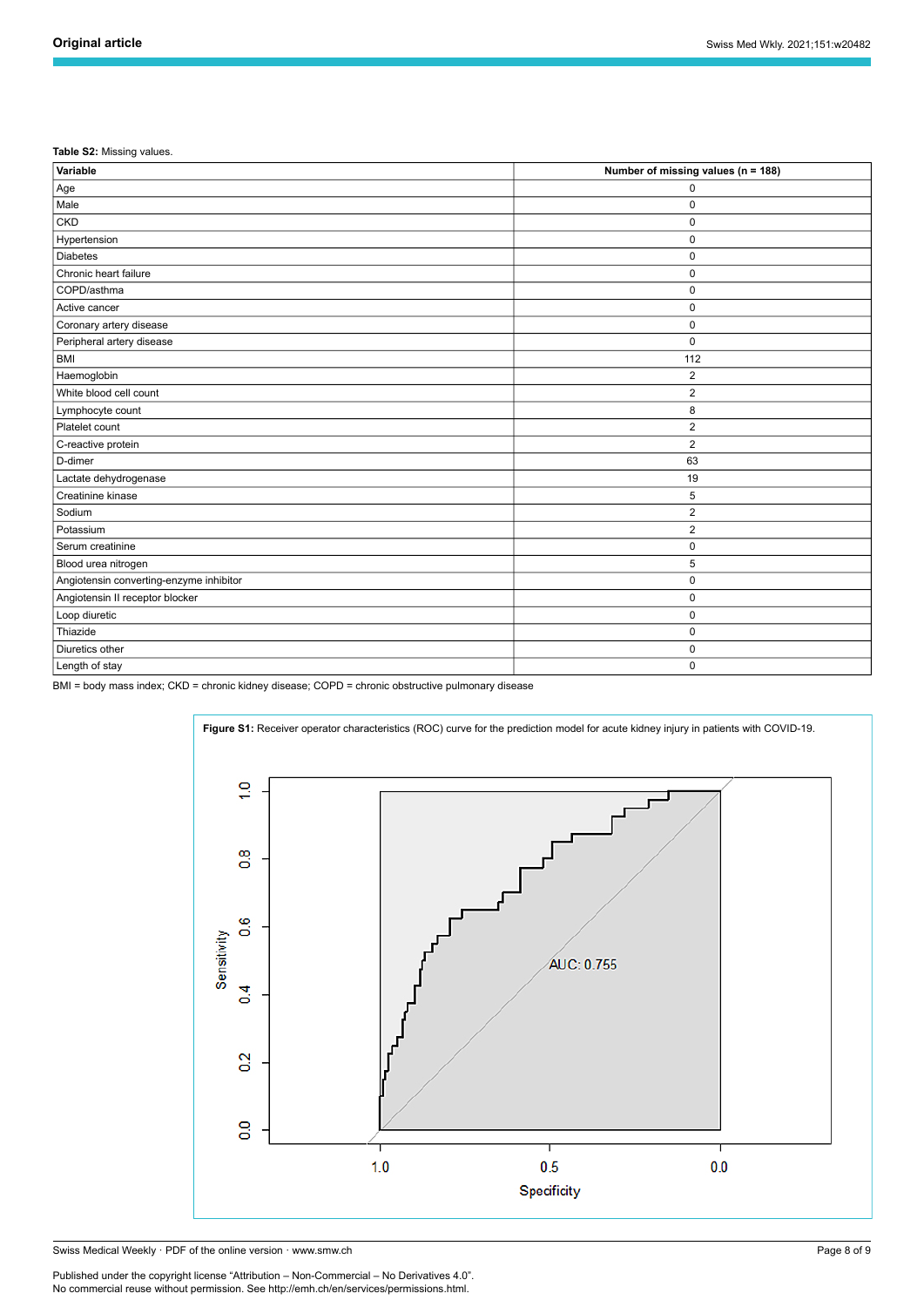**Table S2:** Missing values.

| Variable | Number of missing values (n = 188) |
|---|---|
| Age | 0 |
| Male | 0 |
| CKD | 0 |
| Hypertension | 0 |
| Diabetes | 0 |
| Chronic heart failure | 0 |
| COPD/asthma | 0 |
| Active cancer | 0 |
| Coronary artery disease | 0 |
| Peripheral artery disease | 0 |
| BMI | 112 |
| Haemoglobin | 2 |
| White blood cell count | 2 |
| Lymphocyte count | 8 |
| Platelet count | 2 |
| C-reactive protein | 2 |
| D-dimer | 63 |
| Lactate dehydrogenase | 19 |
| Creatinine kinase | 5 |
| Sodium | 2 |
| Potassium | 2 |
| Serum creatinine | 0 |
| Blood urea nitrogen | 5 |
| Angiotensin converting-enzyme inhibitor | 0 |
| Angiotensin II receptor blocker | 0 |
| Loop diuretic | 0 |
| Thiazide | 0 |
| Diuretics other | 0 |
| Length of stay | 0 |

BMI = body mass index; CKD = chronic kidney disease; COPD = chronic obstructive pulmonary disease

**Figure S1:** Receiver operator characteristics (ROC) curve for the prediction model for acute kidney injury in patients with COVID-19.

AUC: 0.755

Sensitivity

0.0
0.2
0.4
0.6
0.8
1.0

Specificity

1.0
0.5
0.0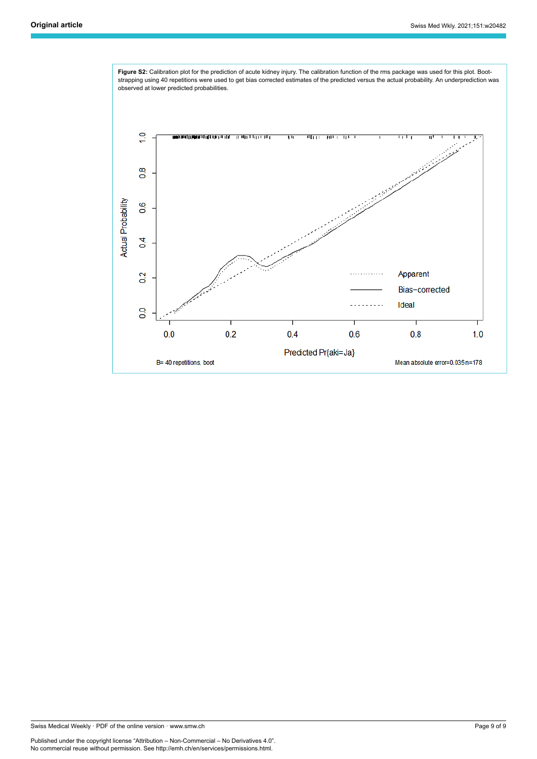**Figure S2:** Calibration plot for the prediction of acute kidney injury. The calibration function of the rms package was used for this plot. Bootstrapping using 40 repetitions were used to get bias corrected estimates of the predicted versus the actual probability. An underprediction was observed at lower predicted probabilities.

Actual Probability

0.0
0.2
0.4
0.6
0.8
1.0

Predicted Pr{aki=Ja}

0.0
0.2
0.4
0.6
0.8
1.0

Apparent
Bias−corrected
Ideal

B= 40 repetitions, boot

Mean absolute error=0.035 n=178

Published under the copyright license "Attribution – Non-Commercial – No Derivatives 4.0".
No commercial reuse without permission. See http://emh.ch/en/services/permissions.html.